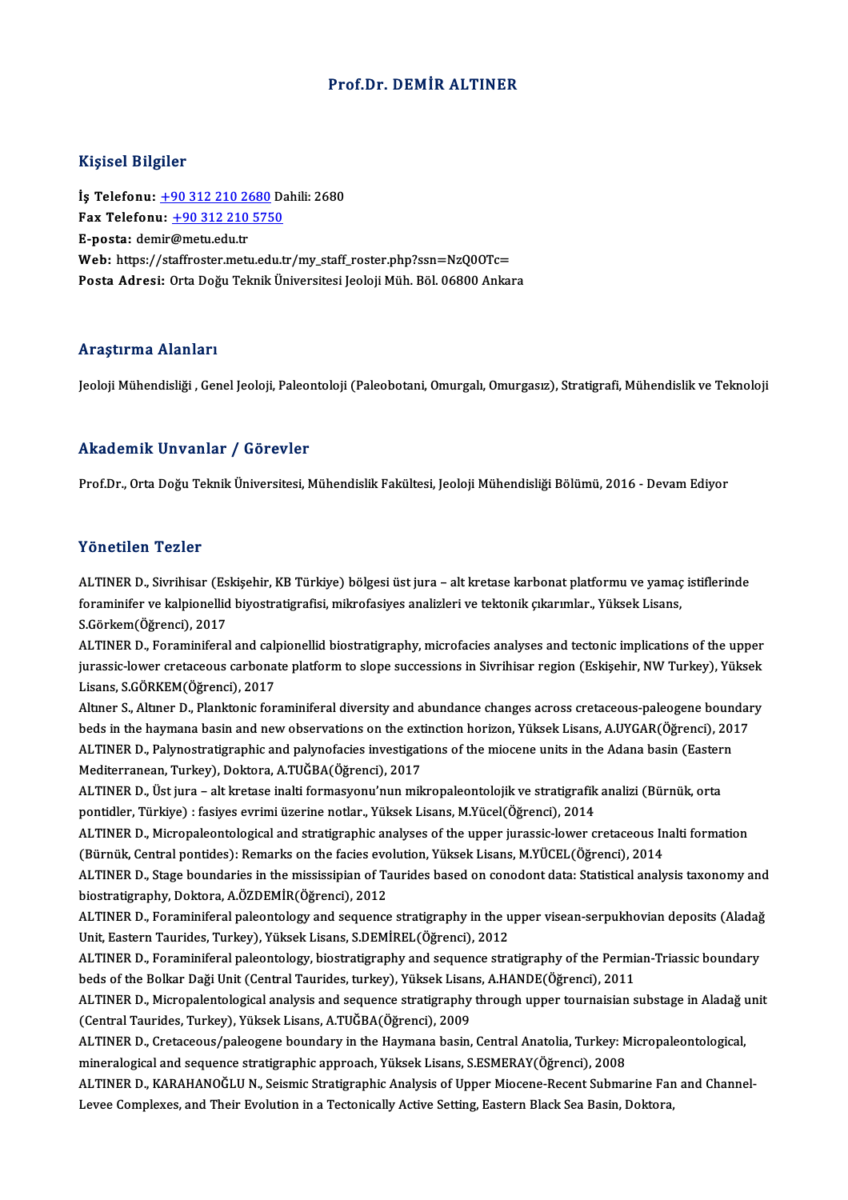# Prof.Dr. DEMİR ALTINER

## Kişisel Bilgiler

**İş Telefonu:** +90 312 210 2680 Dahili: 2680
**Fax Telefonu:** +90 312 210 5750
**E-posta:** demir@metu.edu.tr
**Web:** https://staffroster.metu.edu.tr/my_staff_roster.php?ssn=NzQ0OTc=
**Posta Adresi:** Orta Doğu Teknik Üniversitesi Jeoloji Müh. Böl. 06800 Ankara

## Araştırma Alanları

Jeoloji Mühendisliği , Genel Jeoloji, Paleontoloji (Paleobotani, Omurgalı, Omurgasız), Stratigrafi, Mühendislik ve Teknoloji

## Akademik Unvanlar / Görevler

Prof.Dr., Orta Doğu Teknik Üniversitesi, Mühendislik Fakültesi, Jeoloji Mühendisliği Bölümü, 2016 - Devam Ediyor

## Yönetilen Tezler

ALTINER D., Sivrihisar (Eskişehir, KB Türkiye) bölgesi üst jura – alt kretase karbonat platformu ve yamaç istiflerinde foraminifer ve kalpionellid biyostratigrafisi, mikrofasiyes analizleri ve tektonik çıkarımlar., Yüksek Lisans, S.Görkem(Öğrenci), 2017

ALTINER D., Foraminiferal and calpionellid biostratigraphy, microfacies analyses and tectonic implications of the upper jurassic-lower cretaceous carbonate platform to slope successions in Sivrihisar region (Eskişehir, NW Turkey), Yüksek Lisans, S.GÖRKEM(Öğrenci), 2017

Altıner S., Altıner D., Planktonic foraminiferal diversity and abundance changes across cretaceous-paleogene boundary beds in the haymana basin and new observations on the extinction horizon, Yüksek Lisans, A.UYGAR(Öğrenci), 2017

ALTINER D., Palynostratigraphic and palynofacies investigations of the miocene units in the Adana basin (Eastern Mediterranean, Turkey), Doktora, A.TUĞBA(Öğrenci), 2017

ALTINER D., Üst jura – alt kretase inalti formasyonu'nun mikropaleontolojik ve stratigrafik analizi (Bürnük, orta pontidler, Türkiye) : fasiyes evrimi üzerine notlar., Yüksek Lisans, M.Yücel(Öğrenci), 2014

ALTINER D., Micropaleontological and stratigraphic analyses of the upper jurassic-lower cretaceous Inalti formation (Bürnük, Central pontides): Remarks on the facies evolution, Yüksek Lisans, M.YÜCEL(Öğrenci), 2014

ALTINER D., Stage boundaries in the mississipian of Taurides based on conodont data: Statistical analysis taxonomy and biostratigraphy, Doktora, A.ÖZDEMİR(Öğrenci), 2012

ALTINER D., Foraminiferal paleontology and sequence stratigraphy in the upper visean-serpukhovian deposits (Aladağ Unit, Eastern Taurides, Turkey), Yüksek Lisans, S.DEMİREL(Öğrenci), 2012

ALTINER D., Foraminiferal paleontology, biostratigraphy and sequence stratigraphy of the Permian-Triassic boundary beds of the Bolkar Daği Unit (Central Taurides, turkey), Yüksek Lisans, A.HANDE(Öğrenci), 2011

ALTINER D., Micropalentological analysis and sequence stratigraphy through upper tournaisian substage in Aladağ unit (Central Taurides, Turkey), Yüksek Lisans, A.TUĞBA(Öğrenci), 2009

ALTINER D., Cretaceous/paleogene boundary in the Haymana basin, Central Anatolia, Turkey: Micropaleontological, mineralogical and sequence stratigraphic approach, Yüksek Lisans, S.ESMERAY(Öğrenci), 2008

ALTINER D., KARAHANOĞLU N., Seismic Stratigraphic Analysis of Upper Miocene-Recent Submarine Fan and Channel-Levee Complexes, and Their Evolution in a Tectonically Active Setting, Eastern Black Sea Basin, Doktora,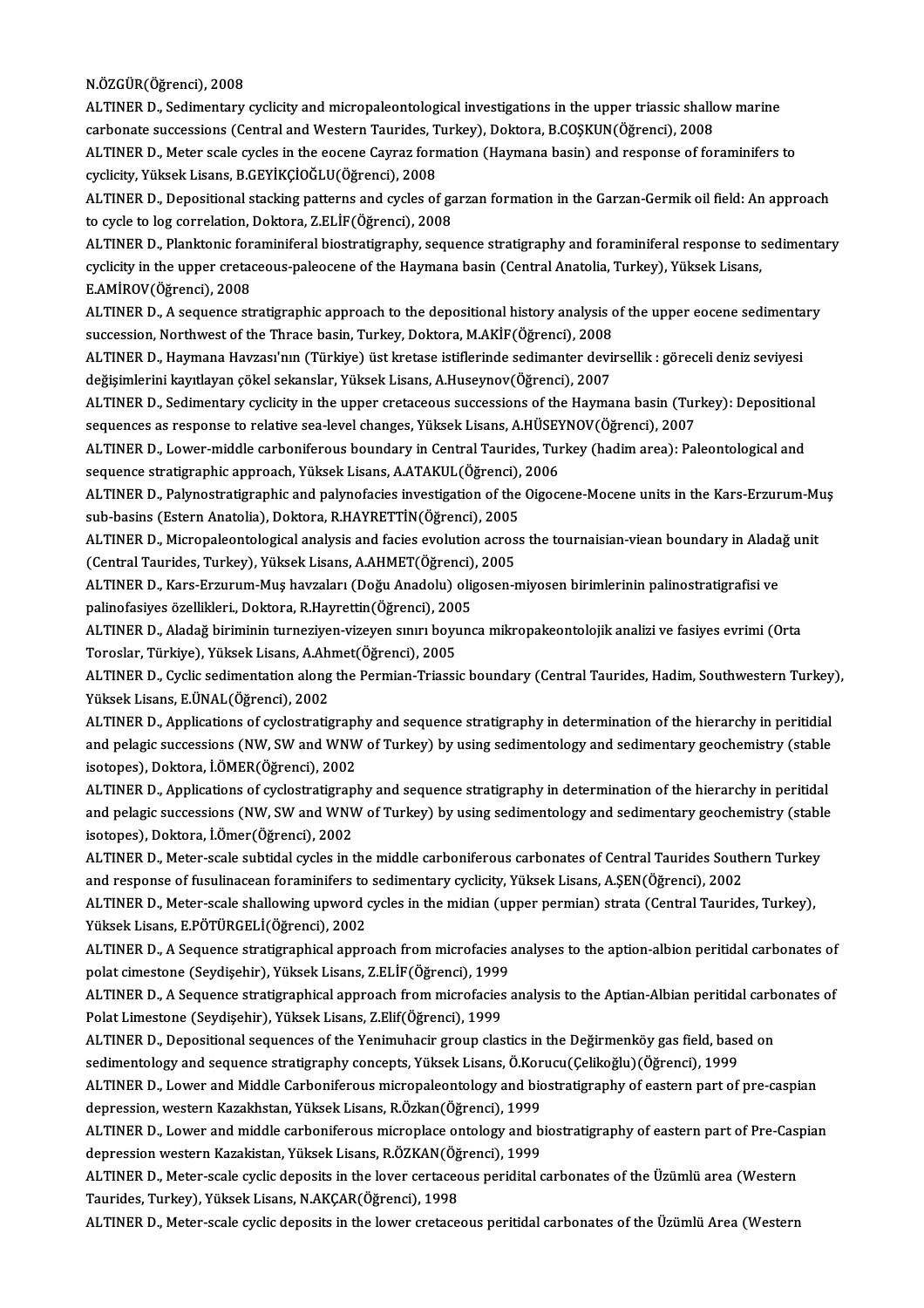N.ÖZGÜR(Öğrenci), 2008

ALTINER D., Sedimentary cyclicity and micropaleontological investigations in the upper triassic shallow marine carbonate successions (Central and Western Taurides, Turkey), Doktora, B.COŞKUN(Öğrenci), 2008

ALTINER D., Meter scale cycles in the eocene Cayraz formation (Haymana basin) and response of foraminifers to cyclicity, Yüksek Lisans, B.GEYİKÇİOĞLU(Öğrenci), 2008

ALTINER D., Depositional stacking patterns and cycles of garzan formation in the Garzan-Germik oil field: An approach to cycle to log correlation, Doktora, Z.ELİF(Öğrenci), 2008

ALTINER D., Planktonic foraminiferal biostratigraphy, sequence stratigraphy and foraminiferal response to sedimentary cyclicity in the upper cretaceous-paleocene of the Haymana basin (Central Anatolia, Turkey), Yüksek Lisans, E.AMİROV(Öğrenci), 2008

ALTINER D., A sequence stratigraphic approach to the depositional history analysis of the upper eocene sedimentary succession, Northwest of the Thrace basin, Turkey, Doktora, M.AKİF(Öğrenci), 2008

ALTINER D., Haymana Havzası'nın (Türkiye) üst kretase istiflerinde sedimanter devirsellik : göreceli deniz seviyesi değişimlerini kayıtlayan çökel sekanslar, Yüksek Lisans, A.Huseynov(Öğrenci), 2007

ALTINER D., Sedimentary cyclicity in the upper cretaceous successions of the Haymana basin (Turkey): Depositional sequences as response to relative sea-level changes, Yüksek Lisans, A.HÜSEYNOV(Öğrenci), 2007

ALTINER D., Lower-middle carboniferous boundary in Central Taurides, Turkey (hadim area): Paleontological and sequence stratigraphic approach, Yüksek Lisans, A.ATAKUL(Öğrenci), 2006

ALTINER D., Palynostratigraphic and palynofacies investigation of the Oigocene-Mocene units in the Kars-Erzurum-Muş sub-basins (Estern Anatolia), Doktora, R.HAYRETTİN(Öğrenci), 2005

ALTINER D., Micropaleontological analysis and facies evolution across the tournaisian-viean boundary in Aladağ unit (Central Taurides, Turkey), Yüksek Lisans, A.AHMET(Öğrenci), 2005

ALTINER D., Kars-Erzurum-Muş havzaları (Doğu Anadolu) oligosen-miyosen birimlerinin palinostratigrafisi ve palinofasiyes özellikleri., Doktora, R.Hayrettin(Öğrenci), 2005

ALTINER D., Aladağ biriminin turneziyen-vizeyen sınırı boyunca mikropakeontolojik analizi ve fasiyes evrimi (Orta Toroslar, Türkiye), Yüksek Lisans, A.Ahmet(Öğrenci), 2005

ALTINER D., Cyclic sedimentation along the Permian-Triassic boundary (Central Taurides, Hadim, Southwestern Turkey), Yüksek Lisans, E.ÜNAL(Öğrenci), 2002

ALTINER D., Applications of cyclostratigraphy and sequence stratigraphy in determination of the hierarchy in peritidial and pelagic successions (NW, SW and WNW of Turkey) by using sedimentology and sedimentary geochemistry (stable isotopes), Doktora, İ.ÖMER(Öğrenci), 2002

ALTINER D., Applications of cyclostratigraphy and sequence stratigraphy in determination of the hierarchy in peritidal and pelagic successions (NW, SW and WNW of Turkey) by using sedimentology and sedimentary geochemistry (stable isotopes), Doktora, İ.Ömer(Öğrenci), 2002

ALTINER D., Meter-scale subtidal cycles in the middle carboniferous carbonates of Central Taurides Southern Turkey and response of fusulinacean foraminifers to sedimentary cyclicity, Yüksek Lisans, A.ŞEN(Öğrenci), 2002

ALTINER D., Meter-scale shallowing upword cycles in the midian (upper permian) strata (Central Taurides, Turkey), Yüksek Lisans, E.PÖTÜRGELİ(Öğrenci), 2002

ALTINER D., A Sequence stratigraphical approach from microfacies analyses to the aption-albion peritidal carbonates of polat cimestone (Seydişehir), Yüksek Lisans, Z.ELİF(Öğrenci), 1999

ALTINER D., A Sequence stratigraphical approach from microfacies analysis to the Aptian-Albian peritidal carbonates of Polat Limestone (Seydişehir), Yüksek Lisans, Z.Elif(Öğrenci), 1999

ALTINER D., Depositional sequences of the Yenimuhacir group clastics in the Değirmenköy gas field, based on sedimentology and sequence stratigraphy concepts, Yüksek Lisans, Ö.Korucu(Çelikoğlu)(Öğrenci), 1999

ALTINER D., Lower and Middle Carboniferous micropaleontology and biostratigraphy of eastern part of pre-caspian depression, western Kazakhstan, Yüksek Lisans, R.Özkan(Öğrenci), 1999

ALTINER D., Lower and middle carboniferous microplace ontology and biostratigraphy of eastern part of Pre-Caspian depression western Kazakistan, Yüksek Lisans, R.ÖZKAN(Öğrenci), 1999

ALTINER D., Meter-scale cyclic deposits in the lover certaceous peridital carbonates of the Üzümlü area (Western Taurides, Turkey), Yüksek Lisans, N.AKÇAR(Öğrenci), 1998

ALTINER D., Meter-scale cyclic deposits in the lower cretaceous peritidal carbonates of the Üzümlü Area (Western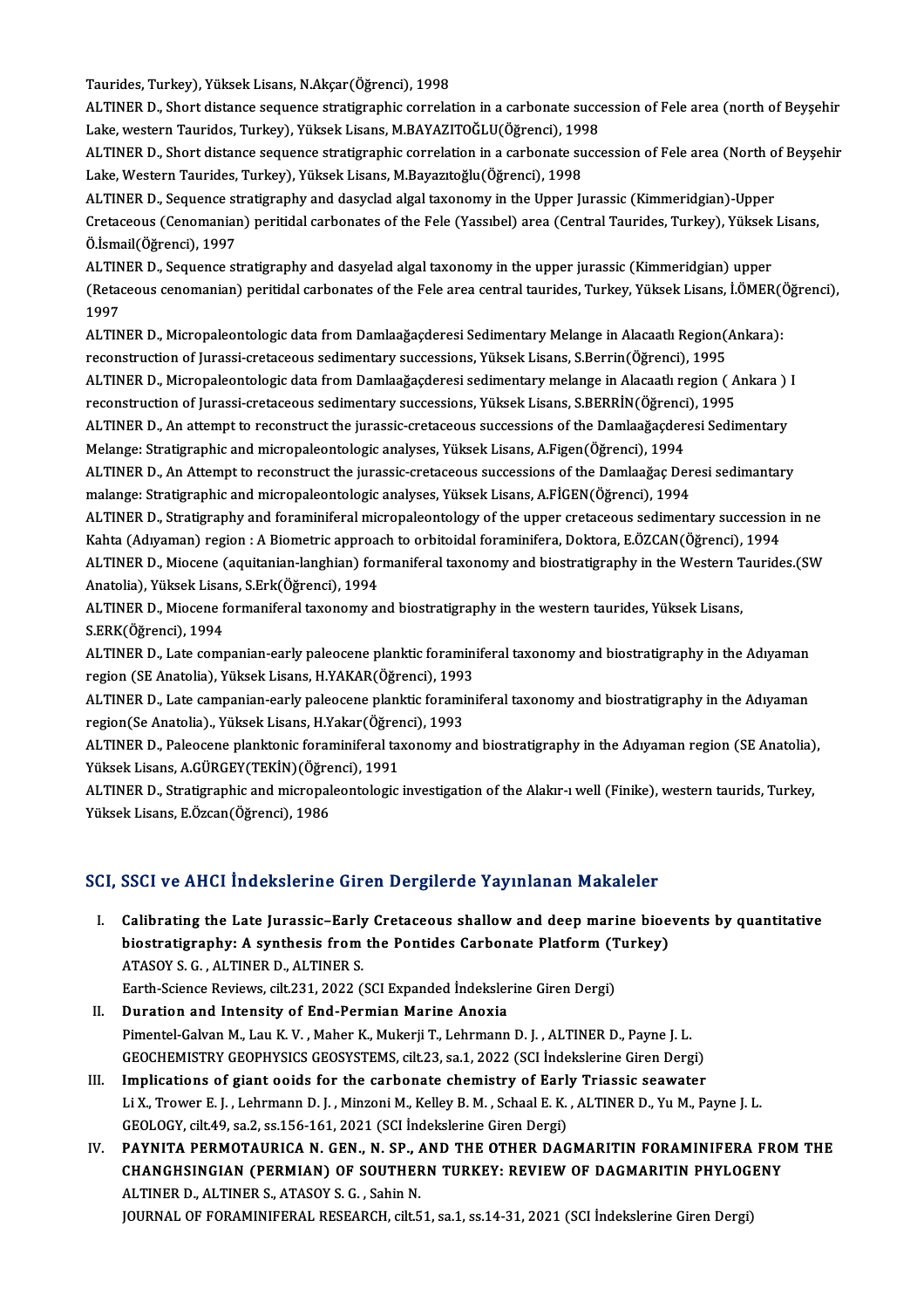Taurides, Turkey), Yüksek Lisans, N.Akçar(Öğrenci), 1998

ALTINER D., Short distance sequence stratigraphic correlation in a carbonate succession of Fele area (north of Beyşehir Lake, western Tauridos, Turkey), Yüksek Lisans, M.BAYAZITOĞLU(Öğrenci), 1998

ALTINER D., Short distance sequence stratigraphic correlation in a carbonate succession of Fele area (North of Beyşehir Lake, Western Taurides, Turkey), Yüksek Lisans, M.Bayazıtoğlu(Öğrenci), 1998

ALTINER D., Sequence stratigraphy and dasyclad algal taxonomy in the Upper Jurassic (Kimmeridgian)-Upper Cretaceous (Cenomanian) peritidal carbonates of the Fele (Yassıbel) area (Central Taurides, Turkey), Yüksek Lisans, Ö.İsmail(Öğrenci), 1997

ALTINER D., Sequence stratigraphy and dasyelad algal taxonomy in the upper jurassic (Kimmeridgian) upper (Retaceous cenomanian) peritidal carbonates of the Fele area central taurides, Turkey, Yüksek Lisans, İ.ÖMER(Öğrenci), 1997

ALTINER D., Micropaleontologic data from Damlaağaçderesi Sedimentary Melange in Alacaatlı Region(Ankara): reconstruction of Jurassi-cretaceous sedimentary successions, Yüksek Lisans, S.Berrin(Öğrenci), 1995

ALTINER D., Micropaleontologic data from Damlaağaçderesi sedimentary melange in Alacaatlı region ( Ankara ) I reconstruction of Jurassi-cretaceous sedimentary successions, Yüksek Lisans, S.BERRİN(Öğrenci), 1995

ALTINER D., An attempt to reconstruct the jurassic-cretaceous successions of the Damlaağaçderesi Sedimentary Melange: Stratigraphic and micropaleontologic analyses, Yüksek Lisans, A.Figen(Öğrenci), 1994

ALTINER D., An Attempt to reconstruct the jurassic-cretaceous successions of the Damlaağaç Deresi sedimantary malange: Stratigraphic and micropaleontologic analyses, Yüksek Lisans, A.FİGEN(Öğrenci), 1994

ALTINER D., Stratigraphy and foraminiferal micropaleontology of the upper cretaceous sedimentary succession in ne Kahta (Adıyaman) region : A Biometric approach to orbitoidal foraminifera, Doktora, E.ÖZCAN(Öğrenci), 1994

ALTINER D., Miocene (aquitanian-langhian) formaniferal taxonomy and biostratigraphy in the Western Taurides.(SW Anatolia), Yüksek Lisans, S.Erk(Öğrenci), 1994

ALTINER D., Miocene formaniferal taxonomy and biostratigraphy in the western taurides, Yüksek Lisans, S.ERK(Öğrenci), 1994

ALTINER D., Late companian-early paleocene planktic foraminiferal taxonomy and biostratigraphy in the Adıyaman region (SE Anatolia), Yüksek Lisans, H.YAKAR(Öğrenci), 1993

ALTINER D., Late campanian-early paleocene planktic foraminiferal taxonomy and biostratigraphy in the Adıyaman region(Se Anatolia)., Yüksek Lisans, H.Yakar(Öğrenci), 1993

ALTINER D., Paleocene planktonic foraminiferal taxonomy and biostratigraphy in the Adıyaman region (SE Anatolia), Yüksek Lisans, A.GÜRGEY(TEKİN)(Öğrenci), 1991

ALTINER D., Stratigraphic and micropaleontologic investigation of the Alakır-ı well (Finike), western taurids, Turkey, Yüksek Lisans, E.Özcan(Öğrenci), 1986

## SCI, SSCI ve AHCI İndekslerine Giren Dergilerde Yayınlanan Makaleler

I. **Calibrating the Late Jurassic–Early Cretaceous shallow and deep marine bioevents by quantitative biostratigraphy: A synthesis from the Pontides Carbonate Platform (Turkey)**
ATASOY S. G. , ALTINER D., ALTINER S.
Earth-Science Reviews, cilt.231, 2022 (SCI Expanded İndekslerine Giren Dergi)

II. **Duration and Intensity of End-Permian Marine Anoxia**
Pimentel-Galvan M., Lau K. V. , Maher K., Mukerji T., Lehrmann D. J. , ALTINER D., Payne J. L.
GEOCHEMISTRY GEOPHYSICS GEOSYSTEMS, cilt.23, sa.1, 2022 (SCI İndekslerine Giren Dergi)

III. **Implications of giant ooids for the carbonate chemistry of Early Triassic seawater**
Li X., Trower E. J. , Lehrmann D. J. , Minzoni M., Kelley B. M. , Schaal E. K. , ALTINER D., Yu M., Payne J. L.
GEOLOGY, cilt.49, sa.2, ss.156-161, 2021 (SCI İndekslerine Giren Dergi)

IV. **PAYNITA PERMOTAURICA N. GEN., N. SP., AND THE OTHER DAGMARITIN FORAMINIFERA FROM THE CHANGHSINGIAN (PERMIAN) OF SOUTHERN TURKEY: REVIEW OF DAGMARITIN PHYLOGENY**
ALTINER D., ALTINER S., ATASOY S. G. , Sahin N.
JOURNAL OF FORAMINIFERAL RESEARCH, cilt.51, sa.1, ss.14-31, 2021 (SCI İndekslerine Giren Dergi)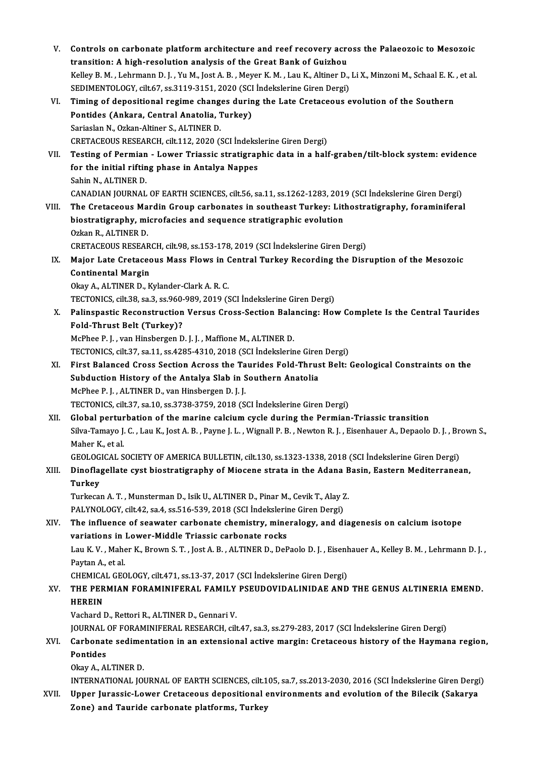V. **Controls on carbonate platform architecture and reef recovery across the Palaeozoic to Mesozoic transition: A high-resolution analysis of the Great Bank of Guizhou**
Kelley B. M. , Lehrmann D. J. , Yu M., Jost A. B. , Meyer K. M. , Lau K., Altiner D., Li X., Minzoni M., Schaal E. K. , et al.
SEDIMENTOLOGY, cilt.67, ss.3119-3151, 2020 (SCI İndekslerine Giren Dergi)

VI. **Timing of depositional regime changes during the Late Cretaceous evolution of the Southern Pontides (Ankara, Central Anatolia, Turkey)**
Sariaslan N., Ozkan-Altiner S., ALTINER D.
CRETACEOUS RESEARCH, cilt.112, 2020 (SCI İndekslerine Giren Dergi)

VII. **Testing of Permian - Lower Triassic stratigraphic data in a half-graben/tilt-block system: evidence for the initial rifting phase in Antalya Nappes**
Sahin N., ALTINER D.
CANADIAN JOURNAL OF EARTH SCIENCES, cilt.56, sa.11, ss.1262-1283, 2019 (SCI İndekslerine Giren Dergi)

VIII. **The Cretaceous Mardin Group carbonates in southeast Turkey: Lithostratigraphy, foraminiferal biostratigraphy, microfacies and sequence stratigraphic evolution**
Ozkan R., ALTINER D.
CRETACEOUS RESEARCH, cilt.98, ss.153-178, 2019 (SCI İndekslerine Giren Dergi)

IX. **Major Late Cretaceous Mass Flows in Central Turkey Recording the Disruption of the Mesozoic Continental Margin**
Okay A., ALTINER D., Kylander-Clark A. R. C.
TECTONICS, cilt.38, sa.3, ss.960-989, 2019 (SCI İndekslerine Giren Dergi)

X. **Palinspastic Reconstruction Versus Cross-Section Balancing: How Complete Is the Central Taurides Fold-Thrust Belt (Turkey)?**
McPhee P. J. , van Hinsbergen D. J. J. , Maffione M., ALTINER D.
TECTONICS, cilt.37, sa.11, ss.4285-4310, 2018 (SCI İndekslerine Giren Dergi)

XI. **First Balanced Cross Section Across the Taurides Fold-Thrust Belt: Geological Constraints on the Subduction History of the Antalya Slab in Southern Anatolia**
McPhee P. J. , ALTINER D., van Hinsbergen D. J. J.
TECTONICS, cilt.37, sa.10, ss.3738-3759, 2018 (SCI İndekslerine Giren Dergi)

XII. **Global perturbation of the marine calcium cycle during the Permian-Triassic transition**
Silva-Tamayo J. C. , Lau K., Jost A. B. , Payne J. L. , Wignall P. B. , Newton R. J. , Eisenhauer A., Depaolo D. J. , Brown S., Maher K., et al.
GEOLOGICAL SOCIETY OF AMERICA BULLETIN, cilt.130, ss.1323-1338, 2018 (SCI İndekslerine Giren Dergi)

XIII. **Dinoflagellate cyst biostratigraphy of Miocene strata in the Adana Basin, Eastern Mediterranean, Turkey**
Turkecan A. T. , Munsterman D., Isik U., ALTINER D., Pinar M., Cevik T., Alay Z.
PALYNOLOGY, cilt.42, sa.4, ss.516-539, 2018 (SCI İndekslerine Giren Dergi)

XIV. **The influence of seawater carbonate chemistry, mineralogy, and diagenesis on calcium isotope variations in Lower-Middle Triassic carbonate rocks**
Lau K. V. , Maher K., Brown S. T. , Jost A. B. , ALTINER D., DePaolo D. J. , Eisenhauer A., Kelley B. M. , Lehrmann D. J. , Paytan A., et al.
CHEMICAL GEOLOGY, cilt.471, ss.13-37, 2017 (SCI İndekslerine Giren Dergi)

XV. **THE PERMIAN FORAMINIFERAL FAMILY PSEUDOVIDALINIDAE AND THE GENUS ALTINERIA EMEND. HEREIN**
Vachard D., Rettori R., ALTINER D., Gennari V.
JOURNAL OF FORAMINIFERAL RESEARCH, cilt.47, sa.3, ss.279-283, 2017 (SCI İndekslerine Giren Dergi)

XVI. **Carbonate sedimentation in an extensional active margin: Cretaceous history of the Haymana region, Pontides**
Okay A., ALTINER D.
INTERNATIONAL JOURNAL OF EARTH SCIENCES, cilt.105, sa.7, ss.2013-2030, 2016 (SCI İndekslerine Giren Dergi)

XVII. **Upper Jurassic-Lower Cretaceous depositional environments and evolution of the Bilecik (Sakarya Zone) and Tauride carbonate platforms, Turkey**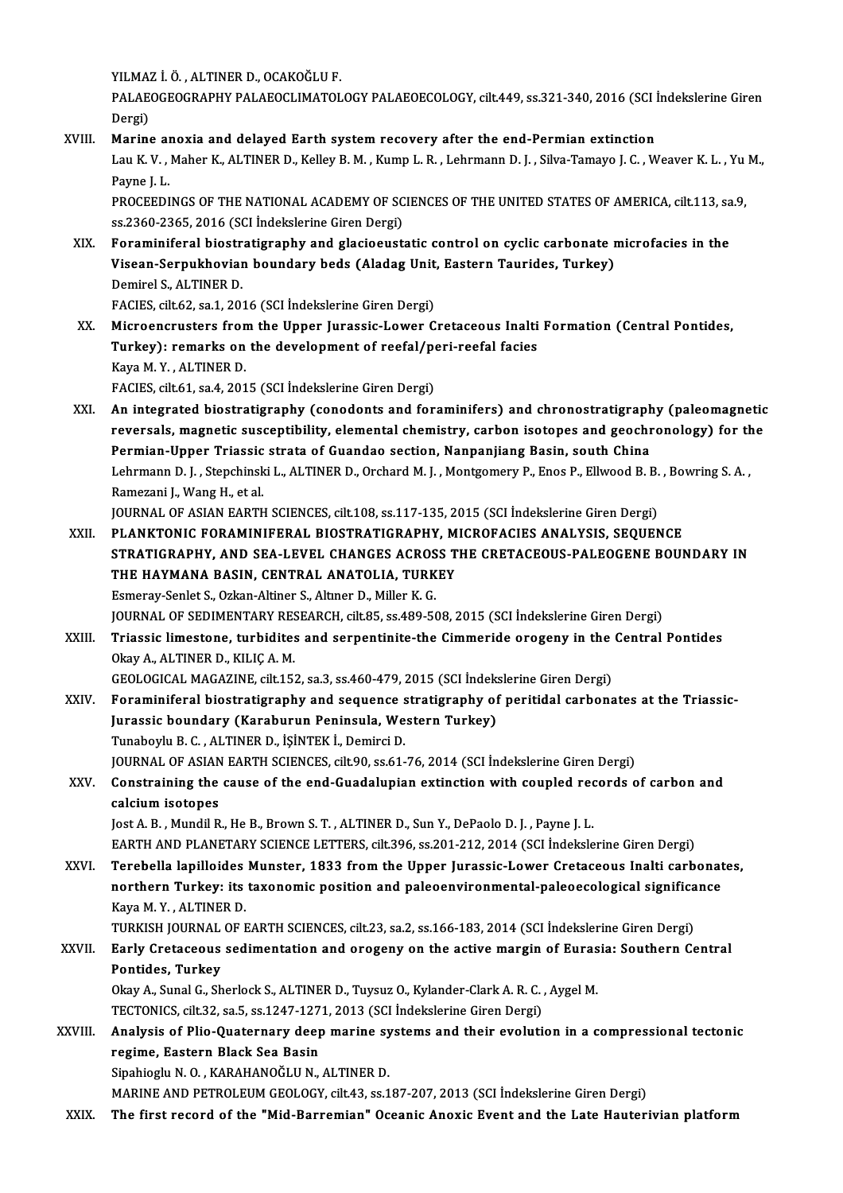YILMAZ İ. Ö. , ALTINER D., OCAKOĞLU F.
PALAEOGEOGRAPHY PALAEOCLIMATOLOGY PALAEOECOLOGY, cilt.449, ss.321-340, 2016 (SCI İndekslerine Giren Dergi)

XVIII. **Marine anoxia and delayed Earth system recovery after the end-Permian extinction**
Lau K. V. , Maher K., ALTINER D., Kelley B. M. , Kump L. R. , Lehrmann D. J. , Silva-Tamayo J. C. , Weaver K. L. , Yu M., Payne J. L.
PROCEEDINGS OF THE NATIONAL ACADEMY OF SCIENCES OF THE UNITED STATES OF AMERICA, cilt.113, sa.9, ss.2360-2365, 2016 (SCI İndekslerine Giren Dergi)

XIX. **Foraminiferal biostratigraphy and glacioeustatic control on cyclic carbonate microfacies in the Visean-Serpukhovian boundary beds (Aladag Unit, Eastern Taurides, Turkey)**
Demirel S., ALTINER D.
FACIES, cilt.62, sa.1, 2016 (SCI İndekslerine Giren Dergi)

XX. **Microencrusters from the Upper Jurassic-Lower Cretaceous Inalti Formation (Central Pontides, Turkey): remarks on the development of reefal/peri-reefal facies**
Kaya M. Y. , ALTINER D.
FACIES, cilt.61, sa.4, 2015 (SCI İndekslerine Giren Dergi)

XXI. **An integrated biostratigraphy (conodonts and foraminifers) and chronostratigraphy (paleomagnetic reversals, magnetic susceptibility, elemental chemistry, carbon isotopes and geochronology) for the Permian-Upper Triassic strata of Guandao section, Nanpanjiang Basin, south China**
Lehrmann D. J. , Stepchinski L., ALTINER D., Orchard M. J. , Montgomery P., Enos P., Ellwood B. B. , Bowring S. A. , Ramezani J., Wang H., et al.
JOURNAL OF ASIAN EARTH SCIENCES, cilt.108, ss.117-135, 2015 (SCI İndekslerine Giren Dergi)

XXII. **PLANKTONIC FORAMINIFERAL BIOSTRATIGRAPHY, MICROFACIES ANALYSIS, SEQUENCE STRATIGRAPHY, AND SEA-LEVEL CHANGES ACROSS THE CRETACEOUS-PALEOGENE BOUNDARY IN THE HAYMANA BASIN, CENTRAL ANATOLIA, TURKEY**
Esmeray-Senlet S., Ozkan-Altiner S., Altıner D., Miller K. G.
JOURNAL OF SEDIMENTARY RESEARCH, cilt.85, ss.489-508, 2015 (SCI İndekslerine Giren Dergi)

XXIII. **Triassic limestone, turbidites and serpentinite-the Cimmeride orogeny in the Central Pontides**
Okay A., ALTINER D., KILIÇ A. M.
GEOLOGICAL MAGAZINE, cilt.152, sa.3, ss.460-479, 2015 (SCI İndekslerine Giren Dergi)

XXIV. **Foraminiferal biostratigraphy and sequence stratigraphy of peritidal carbonates at the Triassic-Jurassic boundary (Karaburun Peninsula, Western Turkey)**
Tunaboylu B. C. , ALTINER D., İŞİNTEK İ., Demirci D.
JOURNAL OF ASIAN EARTH SCIENCES, cilt.90, ss.61-76, 2014 (SCI İndekslerine Giren Dergi)

XXV. **Constraining the cause of the end-Guadalupian extinction with coupled records of carbon and calcium isotopes**
Jost A. B. , Mundil R., He B., Brown S. T. , ALTINER D., Sun Y., DePaolo D. J. , Payne J. L.
EARTH AND PLANETARY SCIENCE LETTERS, cilt.396, ss.201-212, 2014 (SCI İndekslerine Giren Dergi)

XXVI. **Terebella lapilloides Munster, 1833 from the Upper Jurassic-Lower Cretaceous Inalti carbonates, northern Turkey: its taxonomic position and paleoenvironmental-paleoecological significance**
Kaya M. Y. , ALTINER D.
TURKISH JOURNAL OF EARTH SCIENCES, cilt.23, sa.2, ss.166-183, 2014 (SCI İndekslerine Giren Dergi)

XXVII. **Early Cretaceous sedimentation and orogeny on the active margin of Eurasia: Southern Central Pontides, Turkey**
Okay A., Sunal G., Sherlock S., ALTINER D., Tuysuz O., Kylander-Clark A. R. C. , Aygel M.
TECTONICS, cilt.32, sa.5, ss.1247-1271, 2013 (SCI İndekslerine Giren Dergi)

XXVIII. **Analysis of Plio-Quaternary deep marine systems and their evolution in a compressional tectonic regime, Eastern Black Sea Basin**
Sipahioglu N. O. , KARAHANOĞLU N., ALTINER D.
MARINE AND PETROLEUM GEOLOGY, cilt.43, ss.187-207, 2013 (SCI İndekslerine Giren Dergi)

XXIX. **The first record of the "Mid-Barremian" Oceanic Anoxic Event and the Late Hauterivian platform**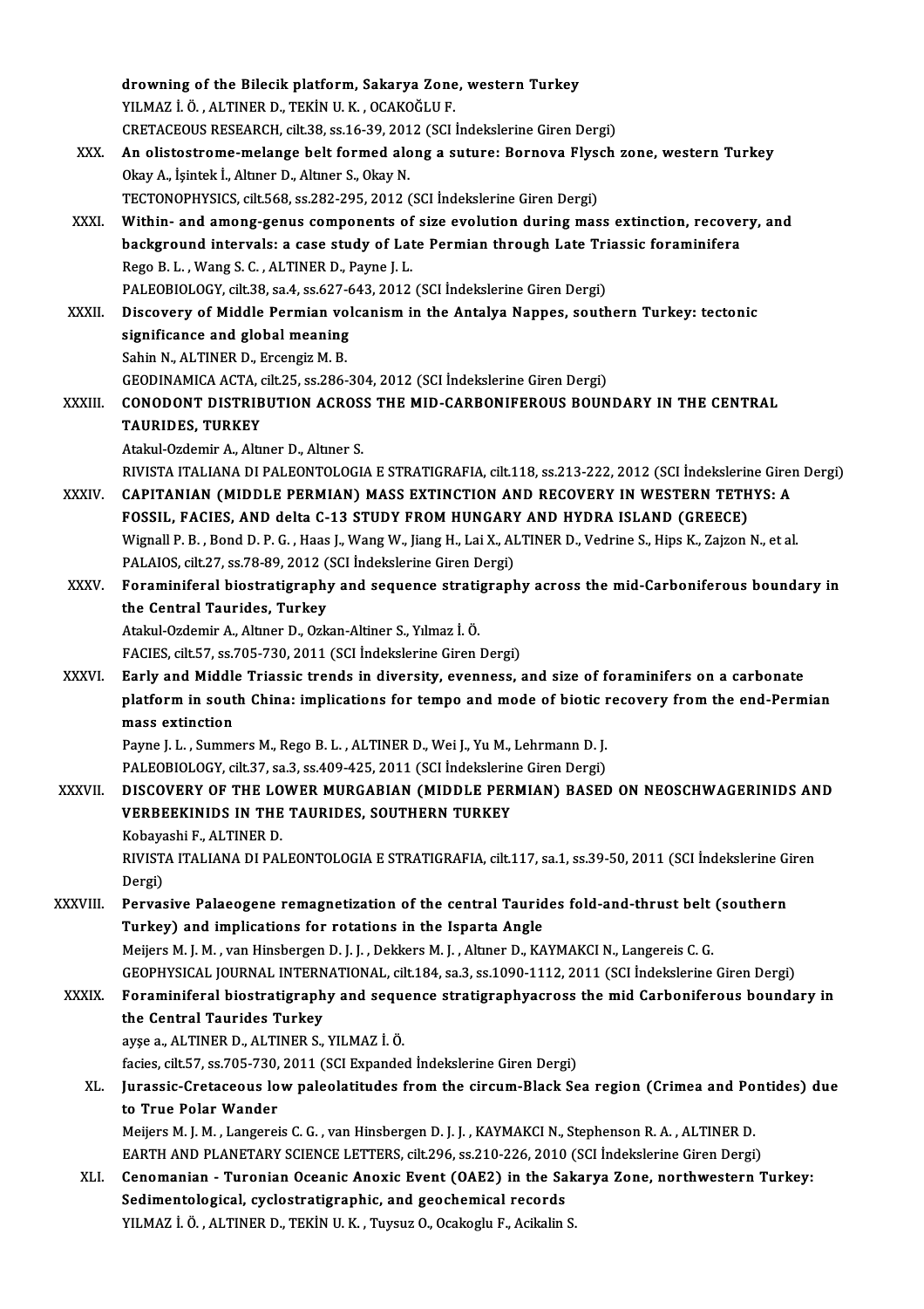drowning of the Bilecik platform, Sakarya Zone, western Turkey
YILMAZ İ. Ö. , ALTINER D., TEKİN U. K. , OCAKOĞLU F.
CRETACEOUS RESEARCH, cilt.38, ss.16-39, 2012 (SCI İndekslerine Giren Dergi)

XXX. **An olistostrome-melange belt formed along a suture: Bornova Flysch zone, western Turkey**
Okay A., İşintek İ., Altıner D., Altıner S., Okay N.
TECTONOPHYSICS, cilt.568, ss.282-295, 2012 (SCI İndekslerine Giren Dergi)

XXXI. **Within- and among-genus components of size evolution during mass extinction, recovery, and background intervals: a case study of Late Permian through Late Triassic foraminifera**
Rego B. L. , Wang S. C. , ALTINER D., Payne J. L.
PALEOBIOLOGY, cilt.38, sa.4, ss.627-643, 2012 (SCI İndekslerine Giren Dergi)

XXXII. **Discovery of Middle Permian volcanism in the Antalya Nappes, southern Turkey: tectonic significance and global meaning**
Sahin N., ALTINER D., Ercengiz M. B.
GEODINAMICA ACTA, cilt.25, ss.286-304, 2012 (SCI İndekslerine Giren Dergi)

XXXIII. **CONODONT DISTRIBUTION ACROSS THE MID-CARBONIFEROUS BOUNDARY IN THE CENTRAL TAURIDES, TURKEY**
Atakul-Ozdemir A., Altıner D., Altıner S.
RIVISTA ITALIANA DI PALEONTOLOGIA E STRATIGRAFIA, cilt.118, ss.213-222, 2012 (SCI İndekslerine Giren Dergi)

XXXIV. **CAPITANIAN (MIDDLE PERMIAN) MASS EXTINCTION AND RECOVERY IN WESTERN TETHYS: A FOSSIL, FACIES, AND delta C-13 STUDY FROM HUNGARY AND HYDRA ISLAND (GREECE)**
Wignall P. B. , Bond D. P. G. , Haas J., Wang W., Jiang H., Lai X., ALTINER D., Vedrine S., Hips K., Zajzon N., et al.
PALAIOS, cilt.27, ss.78-89, 2012 (SCI İndekslerine Giren Dergi)

XXXV. **Foraminiferal biostratigraphy and sequence stratigraphy across the mid-Carboniferous boundary in the Central Taurides, Turkey**
Atakul-Ozdemir A., Altıner D., Ozkan-Altiner S., Yılmaz İ. Ö.
FACIES, cilt.57, ss.705-730, 2011 (SCI İndekslerine Giren Dergi)

XXXVI. **Early and Middle Triassic trends in diversity, evenness, and size of foraminifers on a carbonate platform in south China: implications for tempo and mode of biotic recovery from the end-Permian mass extinction**
Payne J. L. , Summers M., Rego B. L. , ALTINER D., Wei J., Yu M., Lehrmann D. J.
PALEOBIOLOGY, cilt.37, sa.3, ss.409-425, 2011 (SCI İndekslerine Giren Dergi)

XXXVII. **DISCOVERY OF THE LOWER MURGABIAN (MIDDLE PERMIAN) BASED ON NEOSCHWAGERINIDS AND VERBEEKINIDS IN THE TAURIDES, SOUTHERN TURKEY**
Kobayashi F., ALTINER D.
RIVISTA ITALIANA DI PALEONTOLOGIA E STRATIGRAFIA, cilt.117, sa.1, ss.39-50, 2011 (SCI İndekslerine Giren Dergi)

XXXVIII. **Pervasive Palaeogene remagnetization of the central Taurides fold-and-thrust belt (southern Turkey) and implications for rotations in the Isparta Angle**
Meijers M. J. M. , van Hinsbergen D. J. J. , Dekkers M. J. , Altıner D., KAYMAKCI N., Langereis C. G.
GEOPHYSICAL JOURNAL INTERNATIONAL, cilt.184, sa.3, ss.1090-1112, 2011 (SCI İndekslerine Giren Dergi)

XXXIX. **Foraminiferal biostratigraphy and sequence stratigraphyacross the mid Carboniferous boundary in the Central Taurides Turkey**
ayşe a., ALTINER D., ALTINER S., YILMAZ İ. Ö.
facies, cilt.57, ss.705-730, 2011 (SCI Expanded İndekslerine Giren Dergi)

XL. **Jurassic-Cretaceous low paleolatitudes from the circum-Black Sea region (Crimea and Pontides) due to True Polar Wander**
Meijers M. J. M. , Langereis C. G. , van Hinsbergen D. J. J. , KAYMAKCI N., Stephenson R. A. , ALTINER D.
EARTH AND PLANETARY SCIENCE LETTERS, cilt.296, ss.210-226, 2010 (SCI İndekslerine Giren Dergi)

XLI. **Cenomanian - Turonian Oceanic Anoxic Event (OAE2) in the Sakarya Zone, northwestern Turkey: Sedimentological, cyclostratigraphic, and geochemical records**
YILMAZ İ. Ö. , ALTINER D., TEKİN U. K. , Tuysuz O., Ocakoglu F., Acikalin S.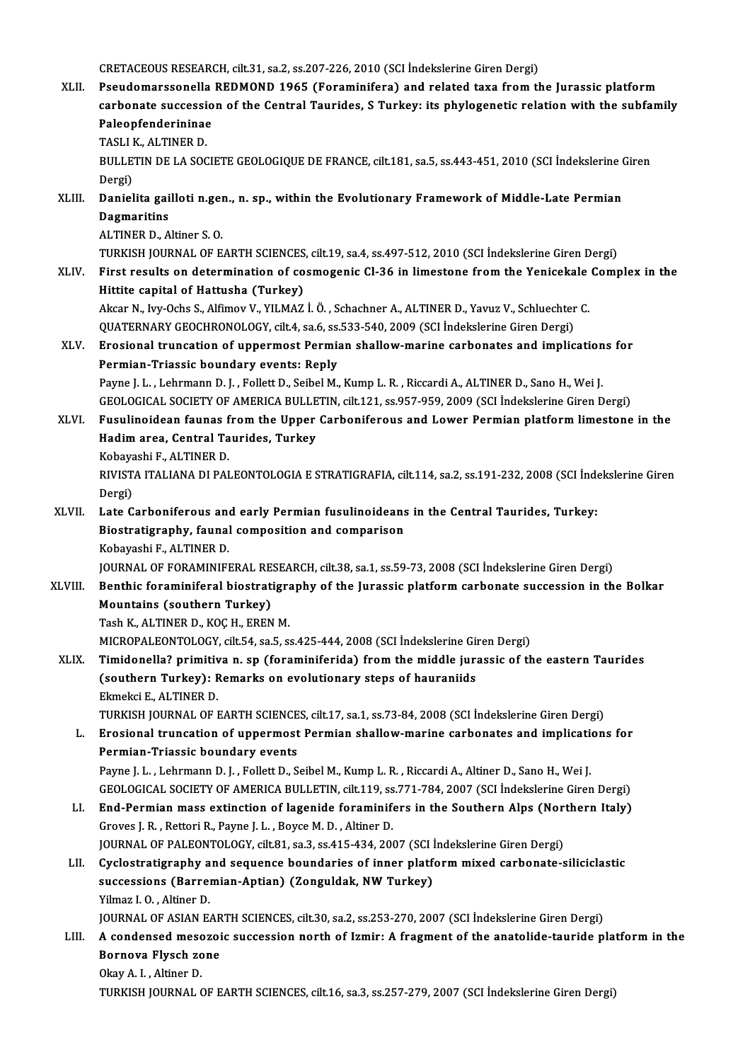CRETACEOUS RESEARCH, cilt.31, sa.2, ss.207-226, 2010 (SCI İndekslerine Giren Dergi)

XLII. **Pseudomarssonella REDMOND 1965 (Foraminifera) and related taxa from the Jurassic platform carbonate succession of the Central Taurides, S Turkey: its phylogenetic relation with the subfamily Paleopfenderininae**
TASLI K., ALTINER D.
BULLETIN DE LA SOCIETE GEOLOGIQUE DE FRANCE, cilt.181, sa.5, ss.443-451, 2010 (SCI İndekslerine Giren Dergi)

XLIII. **Danielita gailloti n.gen., n. sp., within the Evolutionary Framework of Middle-Late Permian Dagmaritins**
ALTINER D., Altiner S. O.
TURKISH JOURNAL OF EARTH SCIENCES, cilt.19, sa.4, ss.497-512, 2010 (SCI İndekslerine Giren Dergi)

XLIV. **First results on determination of cosmogenic Cl-36 in limestone from the Yenicekale Complex in the Hittite capital of Hattusha (Turkey)**
Akcar N., Ivy-Ochs S., Alfimov V., YILMAZ İ. Ö. , Schachner A., ALTINER D., Yavuz V., Schluechter C.
QUATERNARY GEOCHRONOLOGY, cilt.4, sa.6, ss.533-540, 2009 (SCI İndekslerine Giren Dergi)

XLV. **Erosional truncation of uppermost Permian shallow-marine carbonates and implications for Permian-Triassic boundary events: Reply**
Payne J. L. , Lehrmann D. J. , Follett D., Seibel M., Kump L. R. , Riccardi A., ALTINER D., Sano H., Wei J.
GEOLOGICAL SOCIETY OF AMERICA BULLETIN, cilt.121, ss.957-959, 2009 (SCI İndekslerine Giren Dergi)

XLVI. **Fusulinoidean faunas from the Upper Carboniferous and Lower Permian platform limestone in the Hadim area, Central Taurides, Turkey**
Kobayashi F., ALTINER D.
RIVISTA ITALIANA DI PALEONTOLOGIA E STRATIGRAFIA, cilt.114, sa.2, ss.191-232, 2008 (SCI İndekslerine Giren Dergi)

XLVII. **Late Carboniferous and early Permian fusulinoideans in the Central Taurides, Turkey: Biostratigraphy, faunal composition and comparison**
Kobayashi F., ALTINER D.
JOURNAL OF FORAMINIFERAL RESEARCH, cilt.38, sa.1, ss.59-73, 2008 (SCI İndekslerine Giren Dergi)

XLVIII. **Benthic foraminiferal biostratigraphy of the Jurassic platform carbonate succession in the Bolkar Mountains (southern Turkey)**
Tash K., ALTINER D., KOÇ H., EREN M.
MICROPALEONTOLOGY, cilt.54, sa.5, ss.425-444, 2008 (SCI İndekslerine Giren Dergi)

XLIX. **Timidonella? primitiva n. sp (foraminiferida) from the middle jurassic of the eastern Taurides (southern Turkey): Remarks on evolutionary steps of hauraniids**
Ekmekci E., ALTINER D.
TURKISH JOURNAL OF EARTH SCIENCES, cilt.17, sa.1, ss.73-84, 2008 (SCI İndekslerine Giren Dergi)

L. **Erosional truncation of uppermost Permian shallow-marine carbonates and implications for Permian-Triassic boundary events**
Payne J. L. , Lehrmann D. J. , Follett D., Seibel M., Kump L. R. , Riccardi A., Altiner D., Sano H., Wei J.
GEOLOGICAL SOCIETY OF AMERICA BULLETIN, cilt.119, ss.771-784, 2007 (SCI İndekslerine Giren Dergi)

LI. **End-Permian mass extinction of lagenide foraminifers in the Southern Alps (Northern Italy)**
Groves J. R. , Rettori R., Payne J. L. , Boyce M. D. , Altiner D.
JOURNAL OF PALEONTOLOGY, cilt.81, sa.3, ss.415-434, 2007 (SCI İndekslerine Giren Dergi)

LII. **Cyclostratigraphy and sequence boundaries of inner platform mixed carbonate-siliciclastic successions (Barremian-Aptian) (Zonguldak, NW Turkey)**
Yilmaz I. O. , Altiner D.
JOURNAL OF ASIAN EARTH SCIENCES, cilt.30, sa.2, ss.253-270, 2007 (SCI İndekslerine Giren Dergi)

LIII. **A condensed mesozoic succession north of Izmir: A fragment of the anatolide-tauride platform in the Bornova Flysch zone**
Okay A. I. , Altiner D.
TURKISH JOURNAL OF EARTH SCIENCES, cilt.16, sa.3, ss.257-279, 2007 (SCI İndekslerine Giren Dergi)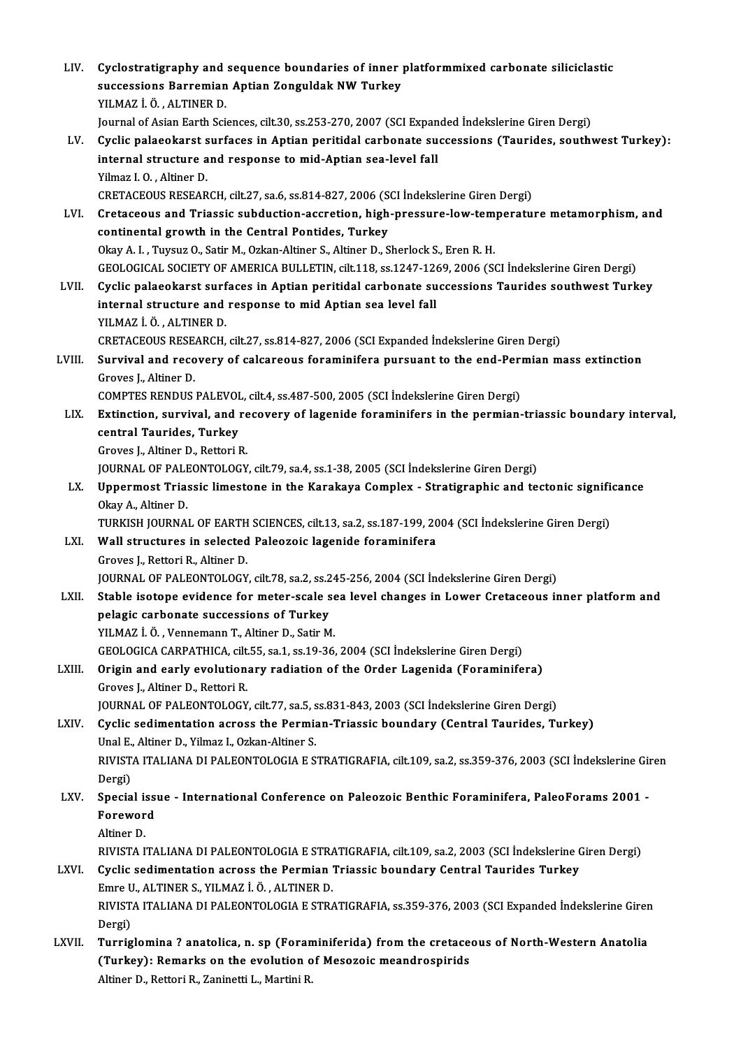LIV. **Cyclostratigraphy and sequence boundaries of inner platformmixed carbonate siliciclastic successions Barremian Aptian Zonguldak NW Turkey**
YILMAZ İ. Ö. , ALTINER D.
Journal of Asian Earth Sciences, cilt.30, ss.253-270, 2007 (SCI Expanded İndekslerine Giren Dergi)

LV. **Cyclic palaeokarst surfaces in Aptian peritidal carbonate successions (Taurides, southwest Turkey): internal structure and response to mid-Aptian sea-level fall**
Yilmaz I. O. , Altiner D.
CRETACEOUS RESEARCH, cilt.27, sa.6, ss.814-827, 2006 (SCI İndekslerine Giren Dergi)

LVI. **Cretaceous and Triassic subduction-accretion, high-pressure-low-temperature metamorphism, and continental growth in the Central Pontides, Turkey**
Okay A. I. , Tuysuz O., Satir M., Ozkan-Altiner S., Altiner D., Sherlock S., Eren R. H.
GEOLOGICAL SOCIETY OF AMERICA BULLETIN, cilt.118, ss.1247-1269, 2006 (SCI İndekslerine Giren Dergi)

LVII. **Cyclic palaeokarst surfaces in Aptian peritidal carbonate successions Taurides southwest Turkey internal structure and response to mid Aptian sea level fall**
YILMAZ İ. Ö. , ALTINER D.
CRETACEOUS RESEARCH, cilt.27, ss.814-827, 2006 (SCI Expanded İndekslerine Giren Dergi)

LVIII. **Survival and recovery of calcareous foraminifera pursuant to the end-Permian mass extinction**
Groves J., Altiner D.
COMPTES RENDUS PALEVOL, cilt.4, ss.487-500, 2005 (SCI İndekslerine Giren Dergi)

LIX. **Extinction, survival, and recovery of lagenide foraminifers in the permian-triassic boundary interval, central Taurides, Turkey**
Groves J., Altiner D., Rettori R.
JOURNAL OF PALEONTOLOGY, cilt.79, sa.4, ss.1-38, 2005 (SCI İndekslerine Giren Dergi)

LX. **Uppermost Triassic limestone in the Karakaya Complex - Stratigraphic and tectonic significance**
Okay A., Altiner D.
TURKISH JOURNAL OF EARTH SCIENCES, cilt.13, sa.2, ss.187-199, 2004 (SCI İndekslerine Giren Dergi)

LXI. **Wall structures in selected Paleozoic lagenide foraminifera**
Groves J., Rettori R., Altiner D.
JOURNAL OF PALEONTOLOGY, cilt.78, sa.2, ss.245-256, 2004 (SCI İndekslerine Giren Dergi)

LXII. **Stable isotope evidence for meter-scale sea level changes in Lower Cretaceous inner platform and pelagic carbonate successions of Turkey**
YILMAZ İ. Ö. , Vennemann T., Altiner D., Satir M.
GEOLOGICA CARPATHICA, cilt.55, sa.1, ss.19-36, 2004 (SCI İndekslerine Giren Dergi)

LXIII. **Origin and early evolutionary radiation of the Order Lagenida (Foraminifera)**
Groves J., Altiner D., Rettori R.
JOURNAL OF PALEONTOLOGY, cilt.77, sa.5, ss.831-843, 2003 (SCI İndekslerine Giren Dergi)

LXIV. **Cyclic sedimentation across the Permian-Triassic boundary (Central Taurides, Turkey)**
Unal E., Altiner D., Yilmaz I., Ozkan-Altiner S.
RIVISTA ITALIANA DI PALEONTOLOGIA E STRATIGRAFIA, cilt.109, sa.2, ss.359-376, 2003 (SCI İndekslerine Giren Dergi)

LXV. **Special issue - International Conference on Paleozoic Benthic Foraminifera, PaleoForams 2001 - Foreword**
Altiner D.
RIVISTA ITALIANA DI PALEONTOLOGIA E STRATIGRAFIA, cilt.109, sa.2, 2003 (SCI İndekslerine Giren Dergi)

LXVI. **Cyclic sedimentation across the Permian Triassic boundary Central Taurides Turkey**
Emre U., ALTINER S., YILMAZ İ. Ö. , ALTINER D.
RIVISTA ITALIANA DI PALEONTOLOGIA E STRATIGRAFIA, ss.359-376, 2003 (SCI Expanded İndekslerine Giren Dergi)

LXVII. **Turriglomina ? anatolica, n. sp (Foraminiferida) from the cretaceous of North-Western Anatolia (Turkey): Remarks on the evolution of Mesozoic meandrospirids**
Altiner D., Rettori R., Zaninetti L., Martini R.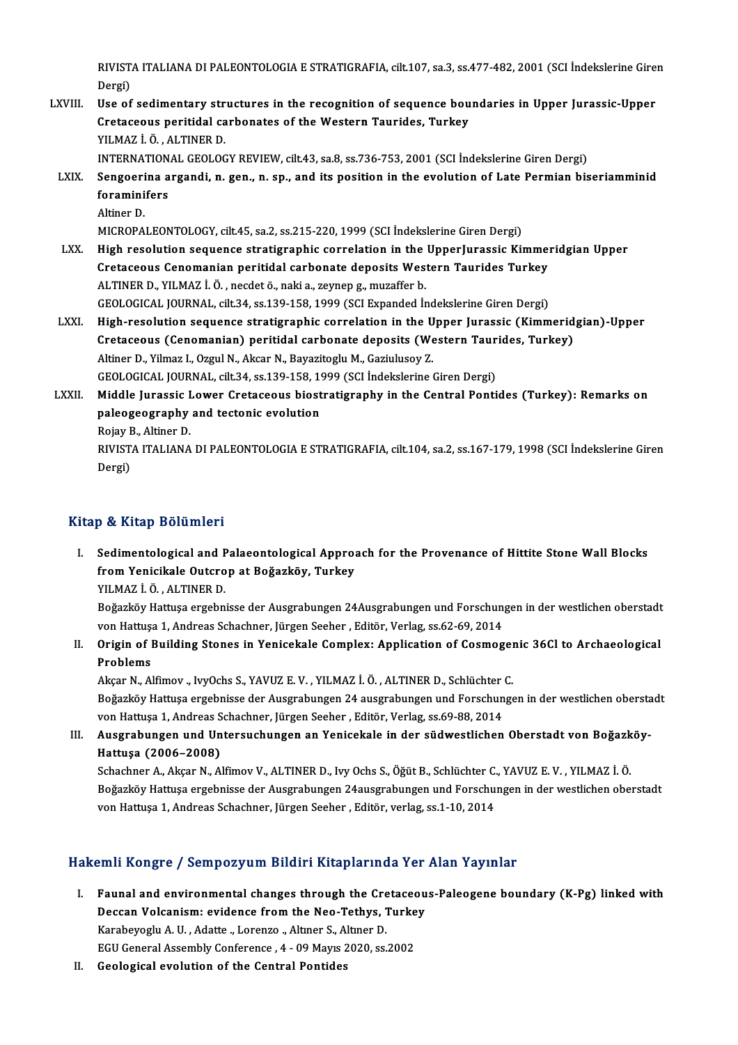RIVISTA ITALIANA DI PALEONTOLOGIA E STRATIGRAFIA, cilt.107, sa.3, ss.477-482, 2001 (SCI İndekslerine Giren Dergi)

LXVIII. **Use of sedimentary structures in the recognition of sequence boundaries in Upper Jurassic-Upper Cretaceous peritidal carbonates of the Western Taurides, Turkey**
YILMAZ İ. Ö. , ALTINER D.
INTERNATIONAL GEOLOGY REVIEW, cilt.43, sa.8, ss.736-753, 2001 (SCI İndekslerine Giren Dergi)

LXIX. **Sengoerina argandi, n. gen., n. sp., and its position in the evolution of Late Permian biseriamminid foraminifers**
Altiner D.
MICROPALEONTOLOGY, cilt.45, sa.2, ss.215-220, 1999 (SCI İndekslerine Giren Dergi)

LXX. **High resolution sequence stratigraphic correlation in the UpperJurassic Kimmeridgian Upper Cretaceous Cenomanian peritidal carbonate deposits Western Taurides Turkey**
ALTINER D., YILMAZ İ. Ö. , necdet ö., naki a., zeynep g., muzaffer b.
GEOLOGICAL JOURNAL, cilt.34, ss.139-158, 1999 (SCI Expanded İndekslerine Giren Dergi)

LXXI. **High-resolution sequence stratigraphic correlation in the Upper Jurassic (Kimmeridgian)-Upper Cretaceous (Cenomanian) peritidal carbonate deposits (Western Taurides, Turkey)**
Altiner D., Yilmaz I., Ozgul N., Akcar N., Bayazitoglu M., Gaziulusoy Z.
GEOLOGICAL JOURNAL, cilt.34, ss.139-158, 1999 (SCI İndekslerine Giren Dergi)

LXXII. **Middle Jurassic Lower Cretaceous biostratigraphy in the Central Pontides (Turkey): Remarks on paleogeography and tectonic evolution**
Rojay B., Altiner D.
RIVISTA ITALIANA DI PALEONTOLOGIA E STRATIGRAFIA, cilt.104, sa.2, ss.167-179, 1998 (SCI İndekslerine Giren Dergi)

## Kitap & Kitap Bölümleri

I. **Sedimentological and Palaeontological Approach for the Provenance of Hittite Stone Wall Blocks from Yenicikale Outcrop at Boğazköy, Turkey**
YILMAZ İ. Ö. , ALTINER D.
Boğazköy Hattuşa ergebnisse der Ausgrabungen 24Ausgrabungen und Forschungen in der westlichen oberstadt von Hattuşa 1, Andreas Schachner, Jürgen Seeher , Editör, Verlag, ss.62-69, 2014

II. **Origin of Building Stones in Yenicekale Complex: Application of Cosmogenic 36Cl to Archaeological Problems**
Akçar N., Alfimov ., IvyOchs S., YAVUZ E. V. , YILMAZ İ. Ö. , ALTINER D., Schlüchter C.
Boğazköy Hattuşa ergebnisse der Ausgrabungen 24 ausgrabungen und Forschungen in der westlichen oberstadt von Hattuşa 1, Andreas Schachner, Jürgen Seeher , Editör, Verlag, ss.69-88, 2014

III. **Ausgrabungen und Untersuchungen an Yenicekale in der südwestlichen Oberstadt von Boğazköy-Hattuşa (2006–2008)**
Schachner A., Akçar N., Alfimov V., ALTINER D., Ivy Ochs S., Öğüt B., Schlüchter C., YAVUZ E. V. , YILMAZ İ. Ö.
Boğazköy Hattuşa ergebnisse der Ausgrabungen 24ausgrabungen und Forschungen in der westlichen oberstadt von Hattuşa 1, Andreas Schachner, Jürgen Seeher , Editör, verlag, ss.1-10, 2014

## Hakemli Kongre / Sempozyum Bildiri Kitaplarında Yer Alan Yayınlar

I. **Faunal and environmental changes through the Cretaceous-Paleogene boundary (K-Pg) linked with Deccan Volcanism: evidence from the Neo-Tethys, Turkey**
Karabeyoglu A. U. , Adatte ., Lorenzo ., Altıner S., Altıner D.
EGU General Assembly Conference , 4 - 09 Mayıs 2020, ss.2002

II. **Geological evolution of the Central Pontides**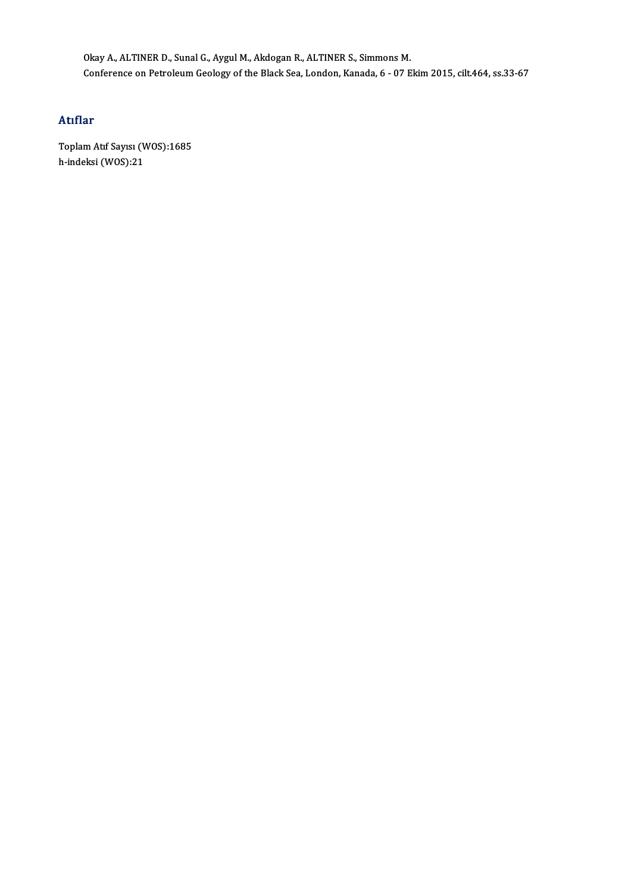Okay A., ALTINER D., Sunal G., Aygul M., Akdogan R., ALTINER S., Simmons M.
Conference on Petroleum Geology of the Black Sea, London, Kanada, 6 - 07 Ekim 2015, cilt.464, ss.33-67

## Atıflar

Toplam Atıf Sayısı (WOS):1685
h-indeksi (WOS):21